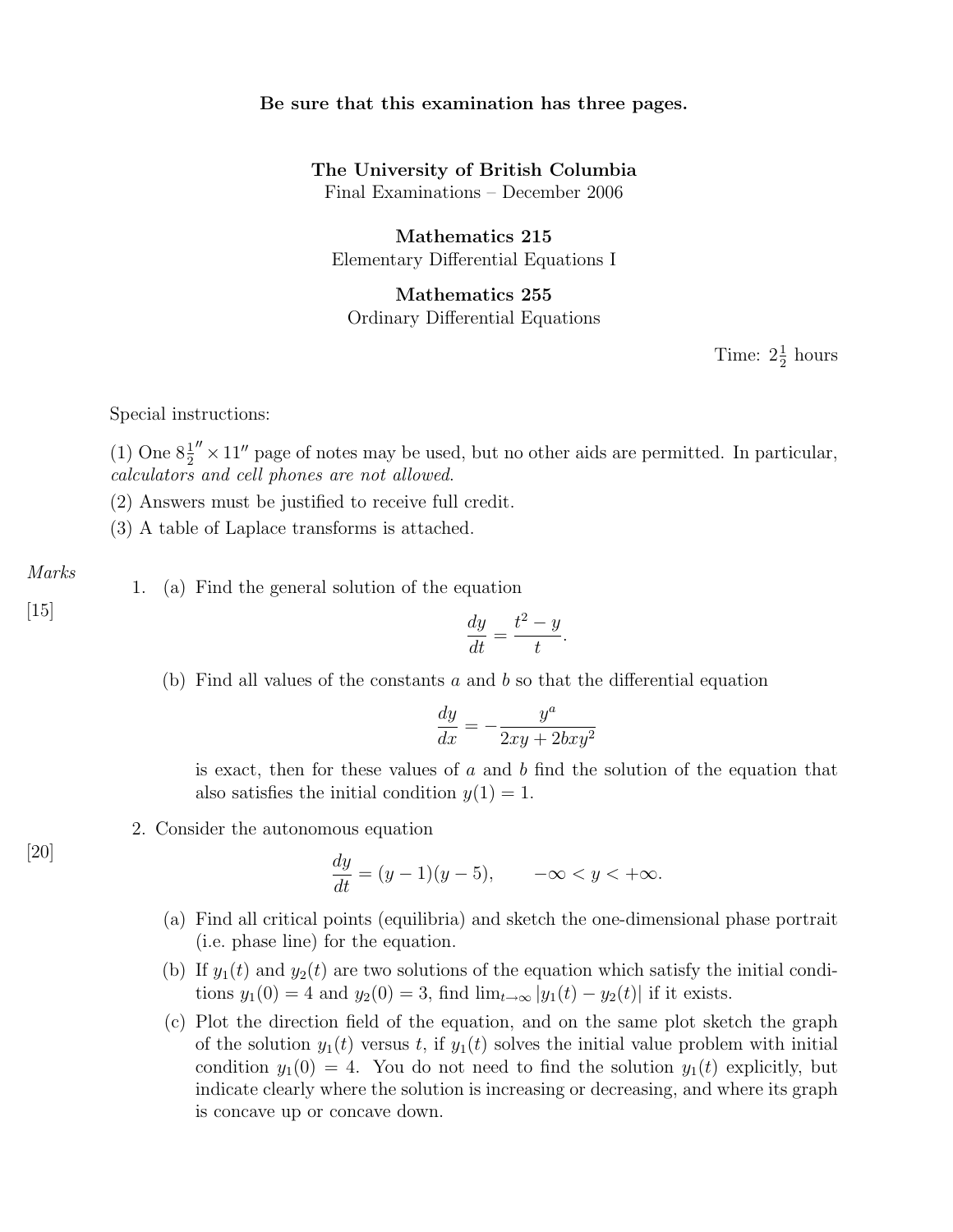**Be sure that this examination has three pages.**

**The University of British Columbia**
Final Examinations – December 2006

**Mathematics 215**
Elementary Differential Equations I

**Mathematics 255**
Ordinary Differential Equations

Time: $2\frac{1}{2}$ hours

Special instructions:

(1) One $8\frac{1}{2}'' \times 11''$ page of notes may be used, but no other aids are permitted. In particular, *calculators and cell phones are not allowed.*
(2) Answers must be justified to receive full credit.
(3) A table of Laplace transforms is attached.

*Marks*

[15]

1. (a) Find the general solution of the equation

$$\frac{dy}{dt} = \frac{t^2 - y}{t}.$$

(b) Find all values of the constants $a$ and $b$ so that the differential equation

$$\frac{dy}{dx} = -\frac{y^a}{2xy + 2bxy^2}$$

is exact, then for these values of $a$ and $b$ find the solution of the equation that also satisfies the initial condition $y(1) = 1$.

[20]

2. Consider the autonomous equation

$$\frac{dy}{dt} = (y - 1)(y - 5), \qquad -\infty < y < +\infty.$$

(a) Find all critical points (equilibria) and sketch the one-dimensional phase portrait (i.e. phase line) for the equation.

(b) If $y_1(t)$ and $y_2(t)$ are two solutions of the equation which satisfy the initial conditions $y_1(0) = 4$ and $y_2(0) = 3$, find $\lim_{t\to\infty} |y_1(t) - y_2(t)|$ if it exists.

(c) Plot the direction field of the equation, and on the same plot sketch the graph of the solution $y_1(t)$ versus $t$, if $y_1(t)$ solves the initial value problem with initial condition $y_1(0) = 4$. You do not need to find the solution $y_1(t)$ explicitly, but indicate clearly where the solution is increasing or decreasing, and where its graph is concave up or concave down.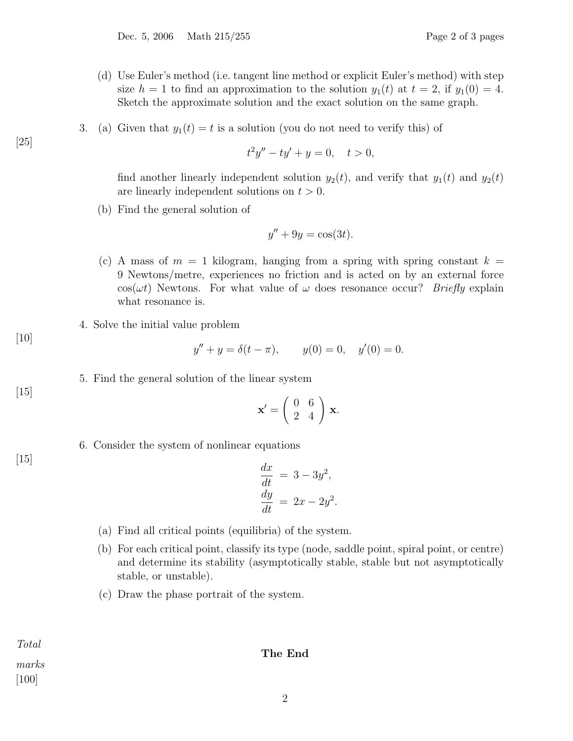(d) Use Euler's method (i.e. tangent line method or explicit Euler's method) with step size $h = 1$ to find an approximation to the solution $y_1(t)$ at $t = 2$, if $y_1(0) = 4$. Sketch the approximate solution and the exact solution on the same graph.

[25]

3. (a) Given that $y_1(t) = t$ is a solution (you do not need to verify this) of

$$t^2 y'' - ty' + y = 0, \quad t > 0,$$

find another linearly independent solution $y_2(t)$, and verify that $y_1(t)$ and $y_2(t)$ are linearly independent solutions on $t > 0$.

(b) Find the general solution of

$$y'' + 9y = \cos(3t).$$

(c) A mass of $m = 1$ kilogram, hanging from a spring with spring constant $k = 9$ Newtons/metre, experiences no friction and is acted on by an external force $\cos(\omega t)$ Newtons. For what value of $\omega$ does resonance occur? *Briefly* explain what resonance is.

[10]

4. Solve the initial value problem

$$y'' + y = \delta(t - \pi), \qquad y(0) = 0, \quad y'(0) = 0.$$

[15]

5. Find the general solution of the linear system

$$\mathbf{x}' = \begin{pmatrix} 0 & 6 \\ 2 & 4 \end{pmatrix} \mathbf{x}.$$

[15]

6. Consider the system of nonlinear equations

$$\frac{dx}{dt} = 3 - 3y^2,$$
$$\frac{dy}{dt} = 2x - 2y^2.$$

(a) Find all critical points (equilibria) of the system.

(b) For each critical point, classify its type (node, saddle point, spiral point, or centre) and determine its stability (asymptotically stable, stable but not asymptotically stable, or unstable).

(c) Draw the phase portrait of the system.

*Total marks* [100]

**The End**